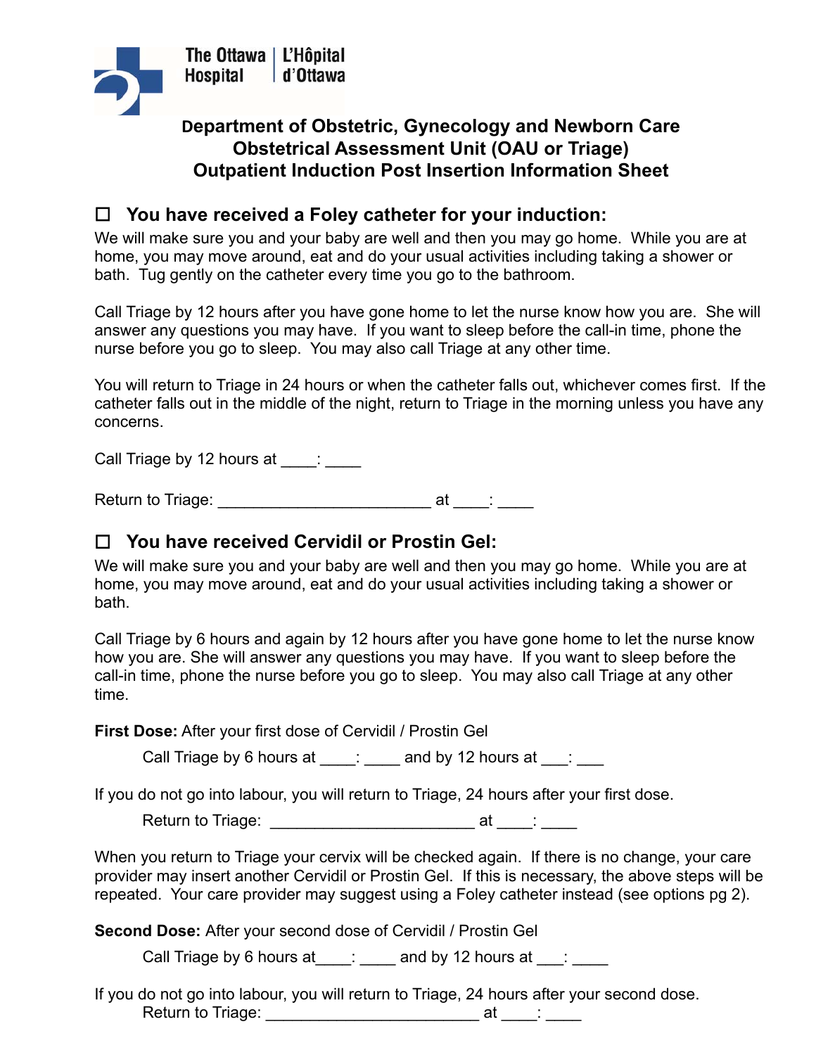The Ottawa Hospital | L'Hôpital d'Ottawa

**Department of Obstetric, Gynecology and Newborn Care**
**Obstetrical Assessment Unit (OAU or Triage)**
**Outpatient Induction Post Insertion Information Sheet**

## ☐ You have received a Foley catheter for your induction:

We will make sure you and your baby are well and then you may go home. While you are at home, you may move around, eat and do your usual activities including taking a shower or bath. Tug gently on the catheter every time you go to the bathroom.

Call Triage by 12 hours after you have gone home to let the nurse know how you are. She will answer any questions you may have. If you want to sleep before the call-in time, phone the nurse before you go to sleep. You may also call Triage at any other time.

You will return to Triage in 24 hours or when the catheter falls out, whichever comes first. If the catheter falls out in the middle of the night, return to Triage in the morning unless you have any concerns.

Call Triage by 12 hours at ____: ____

Return to Triage: ________________________ at ____: ____

## ☐ You have received Cervidil or Prostin Gel:

We will make sure you and your baby are well and then you may go home. While you are at home, you may move around, eat and do your usual activities including taking a shower or bath.

Call Triage by 6 hours and again by 12 hours after you have gone home to let the nurse know how you are. She will answer any questions you may have. If you want to sleep before the call-in time, phone the nurse before you go to sleep. You may also call Triage at any other time.

**First Dose:** After your first dose of Cervidil / Prostin Gel

Call Triage by 6 hours at ____: ____ and by 12 hours at ___: ___

If you do not go into labour, you will return to Triage, 24 hours after your first dose.

Return to Triage: _______________________ at ____: ____

When you return to Triage your cervix will be checked again. If there is no change, your care provider may insert another Cervidil or Prostin Gel. If this is necessary, the above steps will be repeated. Your care provider may suggest using a Foley catheter instead (see options pg 2).

**Second Dose:** After your second dose of Cervidil / Prostin Gel

Call Triage by 6 hours at____: ____ and by 12 hours at ___: ____

If you do not go into labour, you will return to Triage, 24 hours after your second dose.

Return to Triage: ________________________ at ____: ____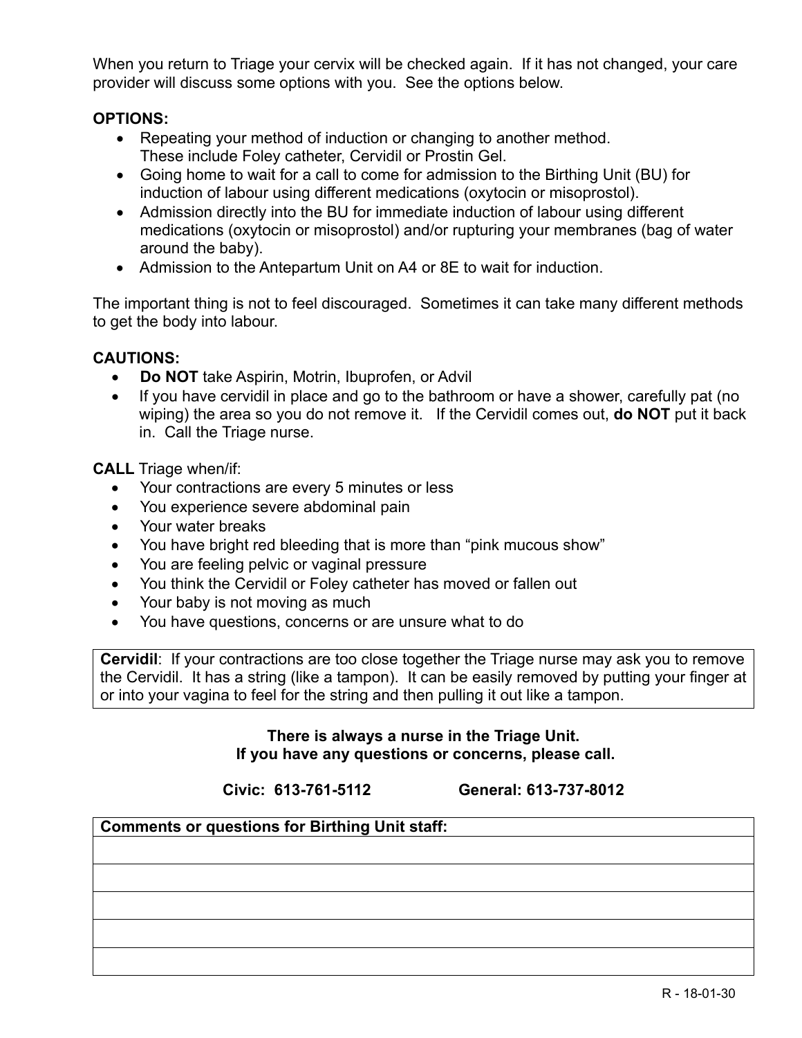When you return to Triage your cervix will be checked again. If it has not changed, your care provider will discuss some options with you. See the options below.

**OPTIONS:**

- Repeating your method of induction or changing to another method. These include Foley catheter, Cervidil or Prostin Gel.
- Going home to wait for a call to come for admission to the Birthing Unit (BU) for induction of labour using different medications (oxytocin or misoprostol).
- Admission directly into the BU for immediate induction of labour using different medications (oxytocin or misoprostol) and/or rupturing your membranes (bag of water around the baby).
- Admission to the Antepartum Unit on A4 or 8E to wait for induction.

The important thing is not to feel discouraged. Sometimes it can take many different methods to get the body into labour.

**CAUTIONS:**

- **Do NOT** take Aspirin, Motrin, Ibuprofen, or Advil
- If you have cervidil in place and go to the bathroom or have a shower, carefully pat (no wiping) the area so you do not remove it. If the Cervidil comes out, **do NOT** put it back in. Call the Triage nurse.

**CALL** Triage when/if:

- Your contractions are every 5 minutes or less
- You experience severe abdominal pain
- Your water breaks
- You have bright red bleeding that is more than "pink mucous show"
- You are feeling pelvic or vaginal pressure
- You think the Cervidil or Foley catheter has moved or fallen out
- Your baby is not moving as much
- You have questions, concerns or are unsure what to do

**Cervidil**: If your contractions are too close together the Triage nurse may ask you to remove the Cervidil. It has a string (like a tampon). It can be easily removed by putting your finger at or into your vagina to feel for the string and then pulling it out like a tampon.

**There is always a nurse in the Triage Unit.**
**If you have any questions or concerns, please call.**

**Civic: 613-761-5112** **General: 613-737-8012**

| Comments or questions for Birthing Unit staff: |
| --- |
| |
| |
| |
| |
| |

R - 18-01-30